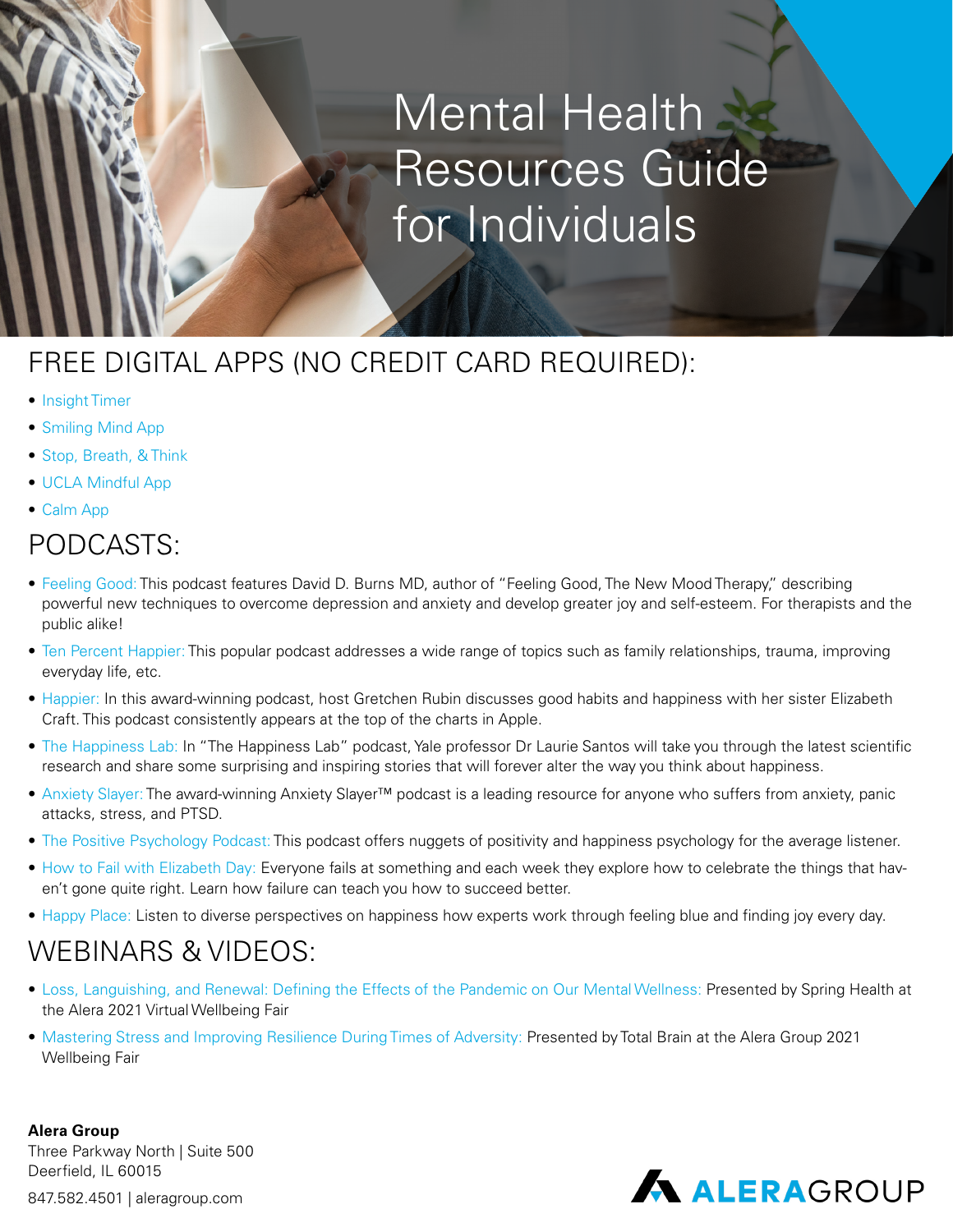# Mental Health Resources Guide for Individuals

## FREE DIGITAL APPS (NO CREDIT CARD REQUIRED):

- Insight Timer
- Smiling Mind App
- Stop, Breath, & Think
- UCLA Mindful App
- Calm App

## PODCASTS:

- Feeling Good: This podcast features David D. Burns MD, author of "Feeling Good, The New Mood Therapy," describing powerful new techniques to overcome depression and anxiety and develop greater joy and self-esteem. For therapists and the public alike!
- Ten Percent Happier: This popular podcast addresses a wide range of topics such as family relationships, trauma, improving everyday life, etc.
- Happier: In this award-winning podcast, host Gretchen Rubin discusses good habits and happiness with her sister Elizabeth Craft. This podcast consistently appears at the top of the charts in Apple.
- The Happiness Lab: In "The Happiness Lab" podcast, Yale professor Dr Laurie Santos will take you through the latest scientific research and share some surprising and inspiring stories that will forever alter the way you think about happiness.
- Anxiety Slayer: The award-winning Anxiety Slayer™ podcast is a leading resource for anyone who suffers from anxiety, panic attacks, stress, and PTSD.
- The Positive Psychology Podcast: This podcast offers nuggets of positivity and happiness psychology for the average listener.
- How to Fail with Elizabeth Day: Everyone fails at something and each week they explore how to celebrate the things that haven't gone quite right. Learn how failure can teach you how to succeed better.
- Happy Place: Listen to diverse perspectives on happiness how experts work through feeling blue and finding joy every day.

## WEBINARS & VIDEOS:

- Loss, Languishing, and Renewal: Defining the Effects of the Pandemic on Our Mental Wellness: Presented by Spring Health at the Alera 2021 Virtual Wellbeing Fair
- Mastering Stress and Improving Resilience During Times of Adversity: Presented by Total Brain at the Alera Group 2021 Wellbeing Fair

**Alera Group**
Three Parkway North | Suite 500
Deerfield, IL 60015

847.582.4501 | aleragroup.com

ALERAGROUP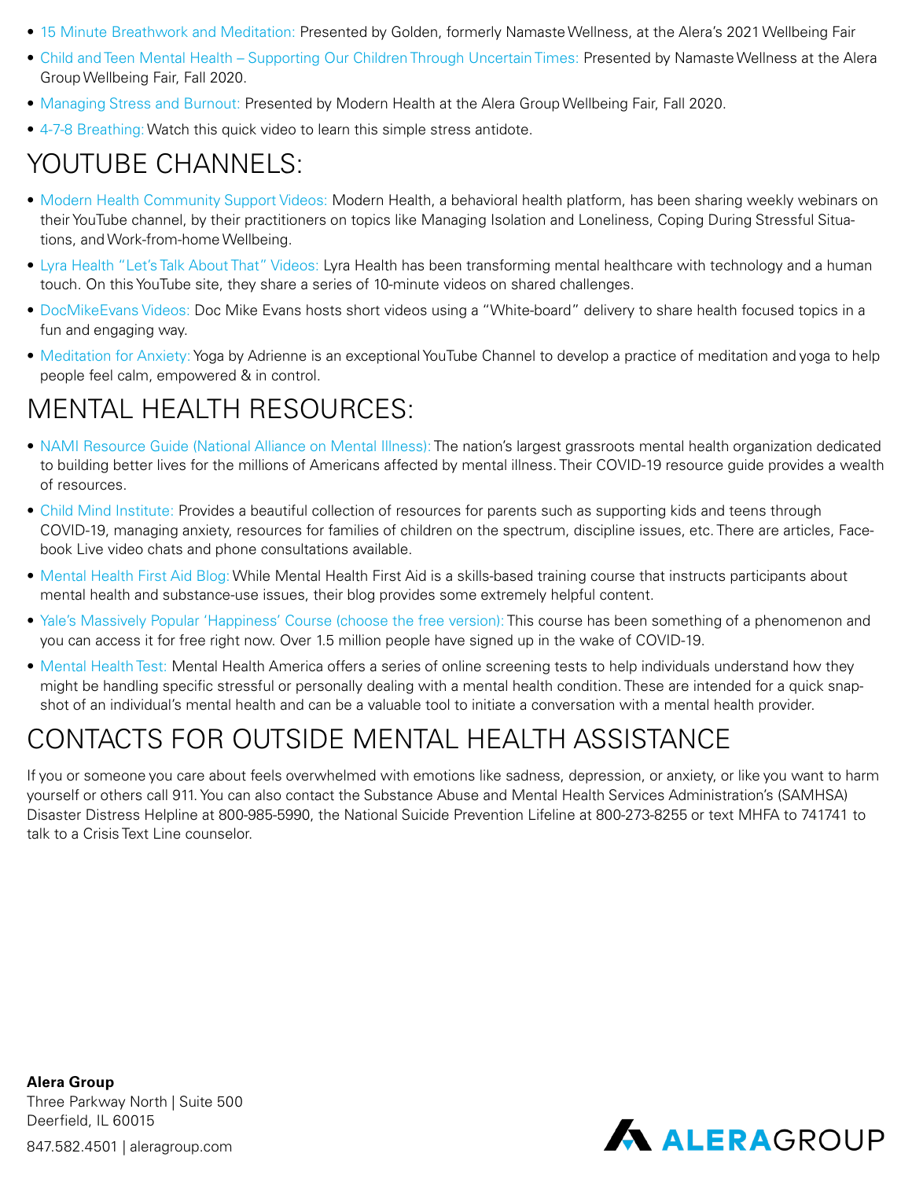- 15 Minute Breathwork and Meditation: Presented by Golden, formerly Namaste Wellness, at the Alera's 2021 Wellbeing Fair
- Child and Teen Mental Health – Supporting Our Children Through Uncertain Times: Presented by Namaste Wellness at the Alera Group Wellbeing Fair, Fall 2020.
- Managing Stress and Burnout: Presented by Modern Health at the Alera Group Wellbeing Fair, Fall 2020.
- 4-7-8 Breathing: Watch this quick video to learn this simple stress antidote.

# YOUTUBE CHANNELS:

- Modern Health Community Support Videos: Modern Health, a behavioral health platform, has been sharing weekly webinars on their YouTube channel, by their practitioners on topics like Managing Isolation and Loneliness, Coping During Stressful Situations, and Work-from-home Wellbeing.
- Lyra Health "Let's Talk About That" Videos: Lyra Health has been transforming mental healthcare with technology and a human touch. On this YouTube site, they share a series of 10-minute videos on shared challenges.
- DocMikeEvans Videos: Doc Mike Evans hosts short videos using a "White-board" delivery to share health focused topics in a fun and engaging way.
- Meditation for Anxiety: Yoga by Adrienne is an exceptional YouTube Channel to develop a practice of meditation and yoga to help people feel calm, empowered & in control.

# MENTAL HEALTH RESOURCES:

- NAMI Resource Guide (National Alliance on Mental Illness): The nation's largest grassroots mental health organization dedicated to building better lives for the millions of Americans affected by mental illness. Their COVID-19 resource guide provides a wealth of resources.
- Child Mind Institute: Provides a beautiful collection of resources for parents such as supporting kids and teens through COVID-19, managing anxiety, resources for families of children on the spectrum, discipline issues, etc. There are articles, Facebook Live video chats and phone consultations available.
- Mental Health First Aid Blog: While Mental Health First Aid is a skills-based training course that instructs participants about mental health and substance-use issues, their blog provides some extremely helpful content.
- Yale's Massively Popular 'Happiness' Course (choose the free version): This course has been something of a phenomenon and you can access it for free right now. Over 1.5 million people have signed up in the wake of COVID-19.
- Mental Health Test: Mental Health America offers a series of online screening tests to help individuals understand how they might be handling specific stressful or personally dealing with a mental health condition. These are intended for a quick snapshot of an individual's mental health and can be a valuable tool to initiate a conversation with a mental health provider.

# CONTACTS FOR OUTSIDE MENTAL HEALTH ASSISTANCE

If you or someone you care about feels overwhelmed with emotions like sadness, depression, or anxiety, or like you want to harm yourself or others call 911. You can also contact the Substance Abuse and Mental Health Services Administration's (SAMHSA) Disaster Distress Helpline at 800-985-5990, the National Suicide Prevention Lifeline at 800-273-8255 or text MHFA to 741741 to talk to a Crisis Text Line counselor.

**Alera Group**
Three Parkway North | Suite 500
Deerfield, IL 60015

847.582.4501 | aleragroup.com

ALERAGROUP